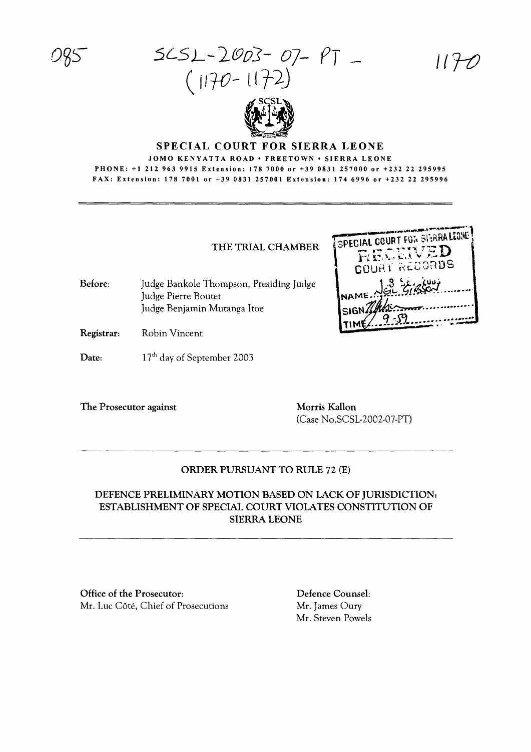085

SCSL-2003-07-PT-
(1170-1172)

1170

# SPECIAL COURT FOR SIERRA LEONE

JOMO KENYATTA ROAD • FREETOWN • SIERRA LEONE

PHONE: +1 212 963 9915 Extension: 178 7000 or +39 0831 257000 or +232 22 295995

FAX: Extension: 178 7001 or +39 0831 257001 Extension: 174 6996 or +232 22 295996

SPECIAL COURT FOR SIERRA LEONE
RECEIVED
COURT RECORDS
18 SEP 2003
NAME NEIL GIBSON
SIGN
TIME 9:59

## THE TRIAL CHAMBER

**Before:** Judge Bankole Thompson, Presiding Judge
Judge Pierre Boutet
Judge Benjamin Mutanga Itoe

**Registrar:** Robin Vincent

**Date:** 17th day of September 2003

**The Prosecutor against** **Morris Kallon**
(Case No.SCSL-2002-07-PT)

---

## ORDER PURSUANT TO RULE 72 (E)

## DEFENCE PRELIMINARY MOTION BASED ON LACK OF JURISDICTION: ESTABLISHMENT OF SPECIAL COURT VIOLATES CONSTITUTION OF SIERRA LEONE

---

**Office of the Prosecutor:**
Mr. Luc Côté, Chief of Prosecutions

**Defence Counsel:**
Mr. James Oury
Mr. Steven Powels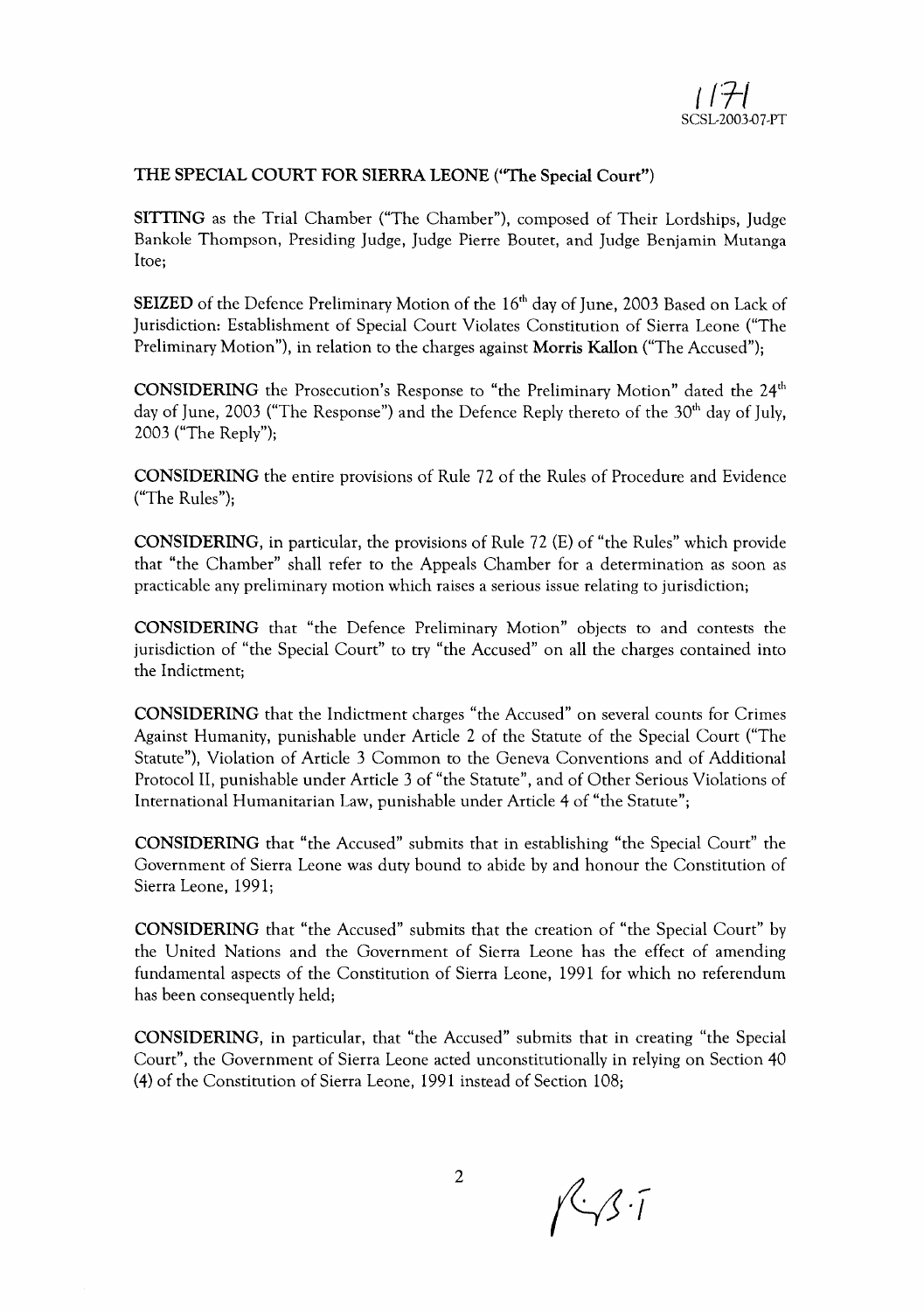**THE SPECIAL COURT FOR SIERRA LEONE ("The Special Court")**

**SITTING** as the Trial Chamber ("The Chamber"), composed of Their Lordships, Judge Bankole Thompson, Presiding Judge, Judge Pierre Boutet, and Judge Benjamin Mutanga Itoe;

**SEIZED** of the Defence Preliminary Motion of the 16th day of June, 2003 Based on Lack of Jurisdiction: Establishment of Special Court Violates Constitution of Sierra Leone ("The Preliminary Motion"), in relation to the charges against **Morris Kallon** ("The Accused");

**CONSIDERING** the Prosecution's Response to "the Preliminary Motion" dated the 24th day of June, 2003 ("The Response") and the Defence Reply thereto of the 30th day of July, 2003 ("The Reply");

**CONSIDERING** the entire provisions of Rule 72 of the Rules of Procedure and Evidence ("The Rules");

**CONSIDERING**, in particular, the provisions of Rule 72 (E) of "the Rules" which provide that "the Chamber" shall refer to the Appeals Chamber for a determination as soon as practicable any preliminary motion which raises a serious issue relating to jurisdiction;

**CONSIDERING** that "the Defence Preliminary Motion" objects to and contests the jurisdiction of "the Special Court" to try "the Accused" on all the charges contained into the Indictment;

**CONSIDERING** that the Indictment charges "the Accused" on several counts for Crimes Against Humanity, punishable under Article 2 of the Statute of the Special Court ("The Statute"), Violation of Article 3 Common to the Geneva Conventions and of Additional Protocol II, punishable under Article 3 of "the Statute", and of Other Serious Violations of International Humanitarian Law, punishable under Article 4 of "the Statute";

**CONSIDERING** that "the Accused" submits that in establishing "the Special Court" the Government of Sierra Leone was duty bound to abide by and honour the Constitution of Sierra Leone, 1991;

**CONSIDERING** that "the Accused" submits that the creation of "the Special Court" by the United Nations and the Government of Sierra Leone has the effect of amending fundamental aspects of the Constitution of Sierra Leone, 1991 for which no referendum has been consequently held;

**CONSIDERING**, in particular, that "the Accused" submits that in creating "the Special Court", the Government of Sierra Leone acted unconstitutionally in relying on Section 40 (4) of the Constitution of Sierra Leone, 1991 instead of Section 108;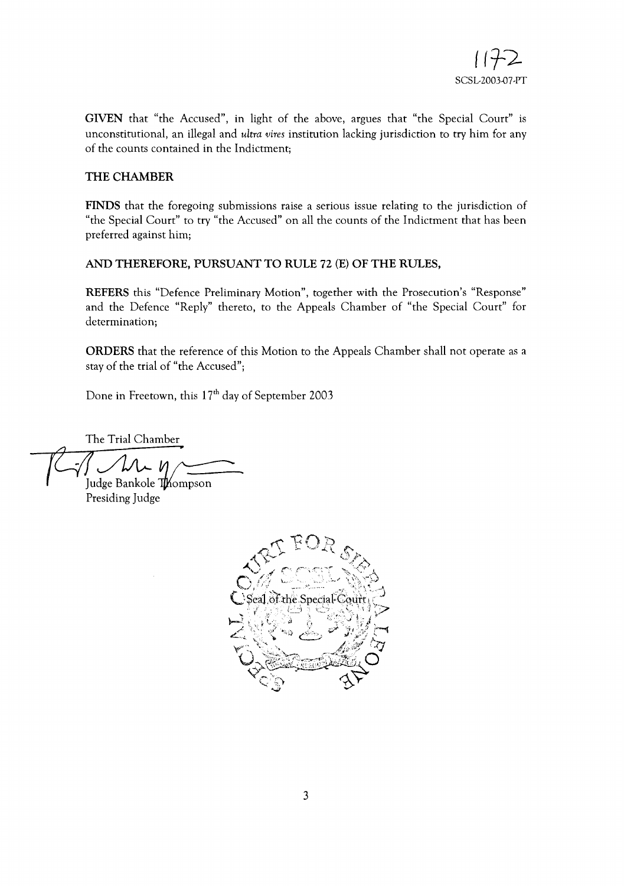GIVEN that "the Accused", in light of the above, argues that "the Special Court" is unconstitutional, an illegal and *ultra vires* institution lacking jurisdiction to try him for any of the counts contained in the Indictment;

**THE CHAMBER**

**FINDS** that the foregoing submissions raise a serious issue relating to the jurisdiction of "the Special Court" to try "the Accused" on all the counts of the Indictment that has been preferred against him;

**AND THEREFORE, PURSUANT TO RULE 72 (E) OF THE RULES,**

**REFERS** this "Defence Preliminary Motion", together with the Prosecution's "Response" and the Defence "Reply" thereto, to the Appeals Chamber of "the Special Court" for determination;

**ORDERS** that the reference of this Motion to the Appeals Chamber shall not operate as a stay of the trial of "the Accused";

Done in Freetown, this 17th day of September 2003

The Trial Chamber

Judge Bankole Thompson
Presiding Judge

Seal of the Special Court